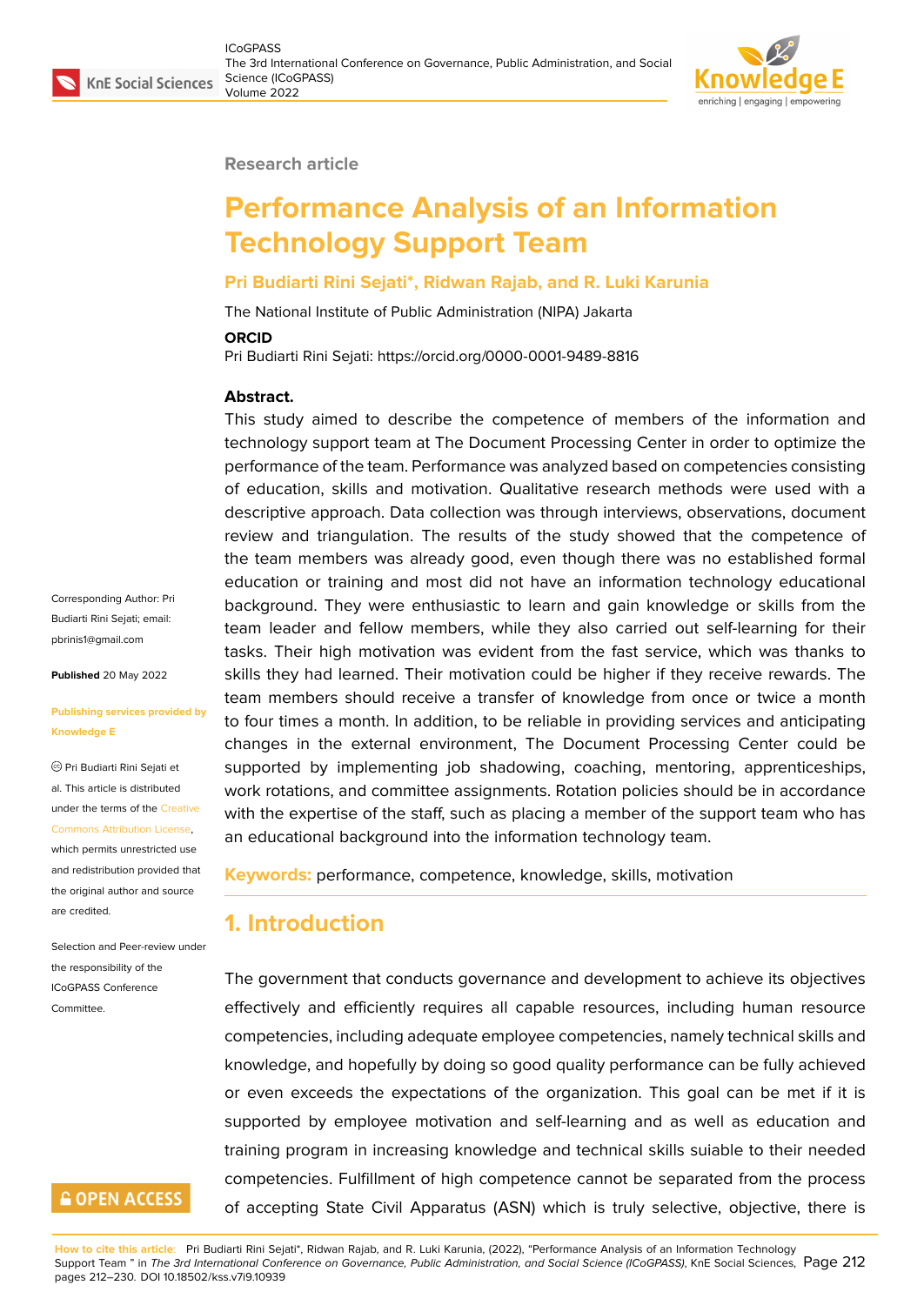Research article

# Performance Analysis of an Information Technology Support Team

**Pri Budiarti Rini Sejati\*, Ridwan Rajab, and R. Luki Karunia**

The National Institute of Public Administration (NIPA) Jakarta

**ORCID**

Pri Budiarti Rini Sejati: https://orcid.org/0000-0001-9489-8816

**Abstract.**

This study aimed to describe the competence of members of the information and technology support team at The Document Processing Center in order to optimize the performance of the team. Performance was analyzed based on competencies consisting of education, skills and motivation. Qualitative research methods were used with a descriptive approach. Data collection was through interviews, observations, document review and triangulation. The results of the study showed that the competence of the team members was already good, even though there was no established formal education or training and most did not have an information technology educational background. They were enthusiastic to learn and gain knowledge or skills from the team leader and fellow members, while they also carried out self-learning for their tasks. Their high motivation was evident from the fast service, which was thanks to skills they had learned. Their motivation could be higher if they receive rewards. The team members should receive a transfer of knowledge from once or twice a month to four times a month. In addition, to be reliable in providing services and anticipating changes in the external environment, The Document Processing Center could be supported by implementing job shadowing, coaching, mentoring, apprenticeships, work rotations, and committee assignments. Rotation policies should be in accordance with the expertise of the staff, such as placing a member of the support team who has an educational background into the information technology team.

**Keywords:** performance, competence, knowledge, skills, motivation

Corresponding Author: Pri Budiarti Rini Sejati; email: pbrinis1@gmail.com

**Published** 20 May 2022

**Publishing services provided by Knowledge E**

© Pri Budiarti Rini Sejati et al. This article is distributed under the terms of the Creative Commons Attribution License, which permits unrestricted use and redistribution provided that the original author and source are credited.

Selection and Peer-review under the responsibility of the ICoGPASS Conference Committee.

## 1. Introduction

The government that conducts governance and development to achieve its objectives effectively and efficiently requires all capable resources, including human resource competencies, including adequate employee competencies, namely technical skills and knowledge, and hopefully by doing so good quality performance can be fully achieved or even exceeds the expectations of the organization. This goal can be met if it is supported by employee motivation and self-learning and as well as education and training program in increasing knowledge and technical skills suiable to their needed competencies. Fulfillment of high competence cannot be separated from the process of accepting State Civil Apparatus (ASN) which is truly selective, objective, there is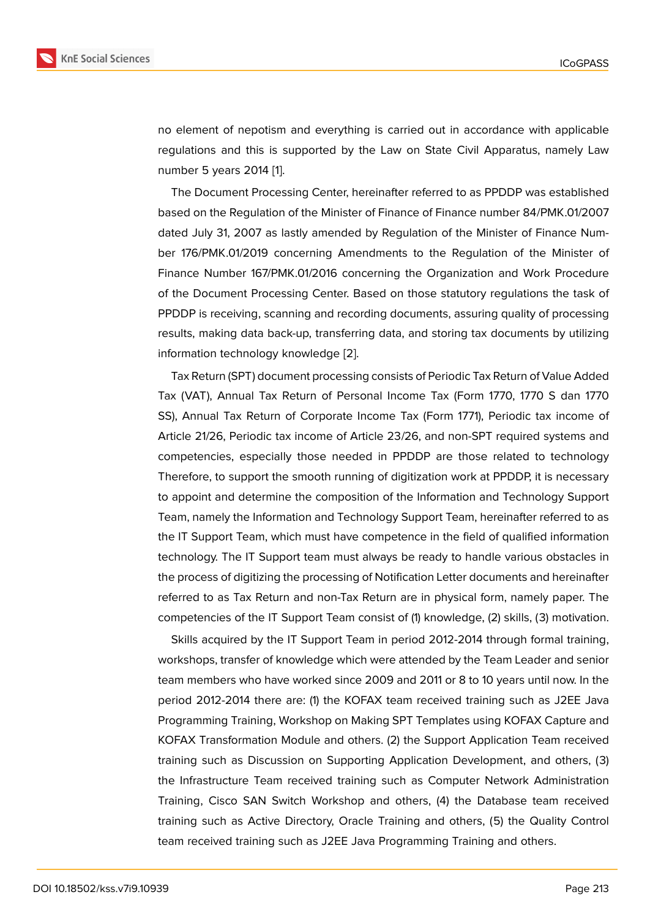no element of nepotism and everything is carried out in accordance with applicable regulations and this is supported by the Law on State Civil Apparatus, namely Law number 5 years 2014 [1].

The Document Processing Center, hereinafter referred to as PPDDP was established based on the Regulation of the Minister of Finance of Finance number 84/PMK.01/2007 dated July 31, 2007 as lastly amended by Regulation of the Minister of Finance Number 176/PMK.01/2019 concerning Amendments to the Regulation of the Minister of Finance Number 167/PMK.01/2016 concerning the Organization and Work Procedure of the Document Processing Center. Based on those statutory regulations the task of PPDDP is receiving, scanning and recording documents, assuring quality of processing results, making data back-up, transferring data, and storing tax documents by utilizing information technology knowledge [2].

Tax Return (SPT) document processing consists of Periodic Tax Return of Value Added Tax (VAT), Annual Tax Return of Personal Income Tax (Form 1770, 1770 S dan 1770 SS), Annual Tax Return of Corporate Income Tax (Form 1771), Periodic tax income of Article 21/26, Periodic tax income of Article 23/26, and non-SPT required systems and competencies, especially those needed in PPDDP are those related to technology Therefore, to support the smooth running of digitization work at PPDDP, it is necessary to appoint and determine the composition of the Information and Technology Support Team, namely the Information and Technology Support Team, hereinafter referred to as the IT Support Team, which must have competence in the field of qualified information technology. The IT Support team must always be ready to handle various obstacles in the process of digitizing the processing of Notification Letter documents and hereinafter referred to as Tax Return and non-Tax Return are in physical form, namely paper. The competencies of the IT Support Team consist of (1) knowledge, (2) skills, (3) motivation.

Skills acquired by the IT Support Team in period 2012-2014 through formal training, workshops, transfer of knowledge which were attended by the Team Leader and senior team members who have worked since 2009 and 2011 or 8 to 10 years until now. In the period 2012-2014 there are: (1) the KOFAX team received training such as J2EE Java Programming Training, Workshop on Making SPT Templates using KOFAX Capture and KOFAX Transformation Module and others. (2) the Support Application Team received training such as Discussion on Supporting Application Development, and others, (3) the Infrastructure Team received training such as Computer Network Administration Training, Cisco SAN Switch Workshop and others, (4) the Database team received training such as Active Directory, Oracle Training and others, (5) the Quality Control team received training such as J2EE Java Programming Training and others.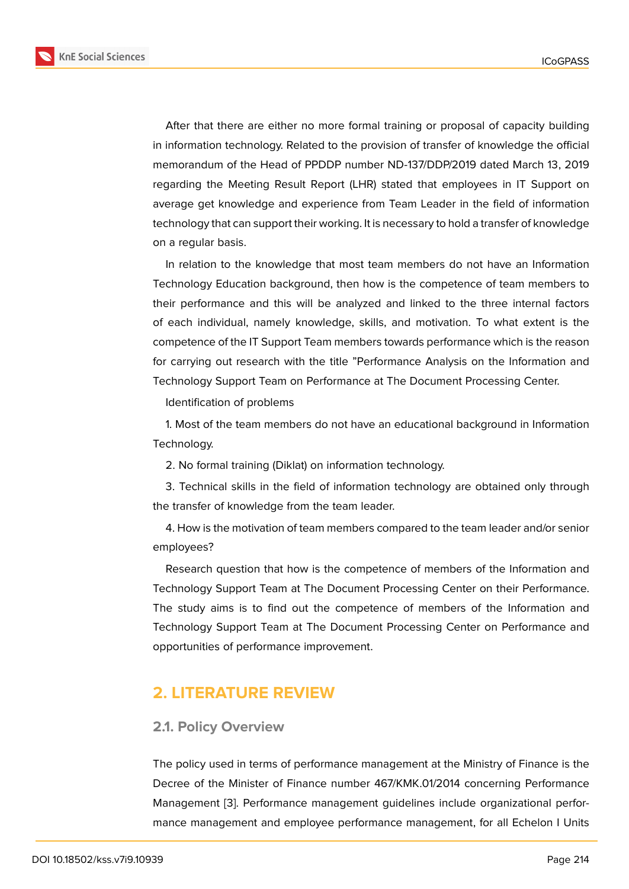After that there are either no more formal training or proposal of capacity building in information technology. Related to the provision of transfer of knowledge the official memorandum of the Head of PPDDP number ND-137/DDP/2019 dated March 13, 2019 regarding the Meeting Result Report (LHR) stated that employees in IT Support on average get knowledge and experience from Team Leader in the field of information technology that can support their working. It is necessary to hold a transfer of knowledge on a regular basis.

In relation to the knowledge that most team members do not have an Information Technology Education background, then how is the competence of team members to their performance and this will be analyzed and linked to the three internal factors of each individual, namely knowledge, skills, and motivation. To what extent is the competence of the IT Support Team members towards performance which is the reason for carrying out research with the title "Performance Analysis on the Information and Technology Support Team on Performance at The Document Processing Center.

Identification of problems

1. Most of the team members do not have an educational background in Information Technology.

2. No formal training (Diklat) on information technology.

3. Technical skills in the field of information technology are obtained only through the transfer of knowledge from the team leader.

4. How is the motivation of team members compared to the team leader and/or senior employees?

Research question that how is the competence of members of the Information and Technology Support Team at The Document Processing Center on their Performance. The study aims is to find out the competence of members of the Information and Technology Support Team at The Document Processing Center on Performance and opportunities of performance improvement.

# 2. LITERATURE REVIEW

## 2.1. Policy Overview

The policy used in terms of performance management at the Ministry of Finance is the Decree of the Minister of Finance number 467/KMK.01/2014 concerning Performance Management [3]. Performance management guidelines include organizational performance management and employee performance management, for all Echelon I Units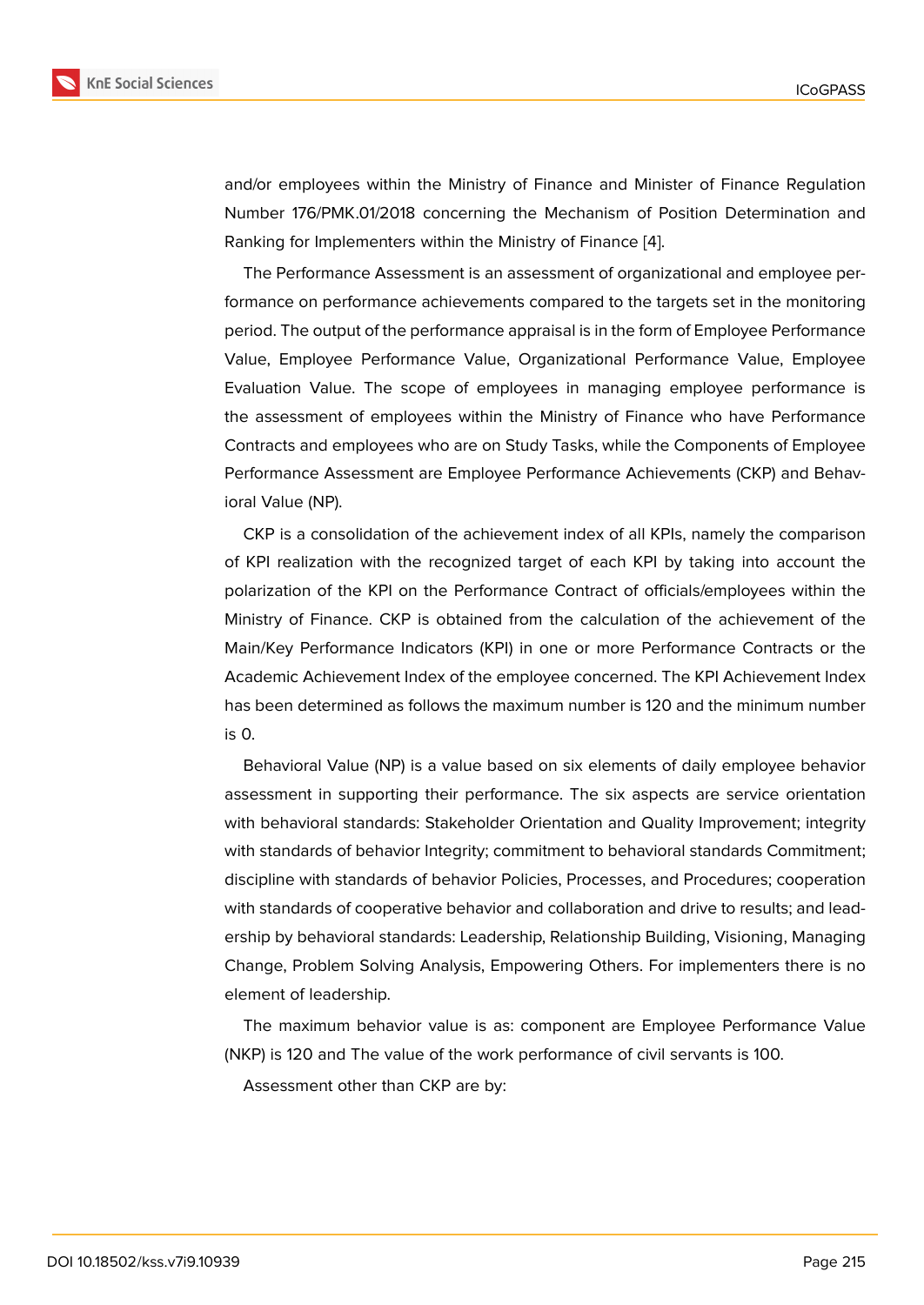and/or employees within the Ministry of Finance and Minister of Finance Regulation Number 176/PMK.01/2018 concerning the Mechanism of Position Determination and Ranking for Implementers within the Ministry of Finance [4].

The Performance Assessment is an assessment of organizational and employee performance on performance achievements compared to the targets set in the monitoring period. The output of the performance appraisal is in the form of Employee Performance Value, Employee Performance Value, Organizational Performance Value, Employee Evaluation Value. The scope of employees in managing employee performance is the assessment of employees within the Ministry of Finance who have Performance Contracts and employees who are on Study Tasks, while the Components of Employee Performance Assessment are Employee Performance Achievements (CKP) and Behavioral Value (NP).

CKP is a consolidation of the achievement index of all KPIs, namely the comparison of KPI realization with the recognized target of each KPI by taking into account the polarization of the KPI on the Performance Contract of officials/employees within the Ministry of Finance. CKP is obtained from the calculation of the achievement of the Main/Key Performance Indicators (KPI) in one or more Performance Contracts or the Academic Achievement Index of the employee concerned. The KPI Achievement Index has been determined as follows the maximum number is 120 and the minimum number is 0.

Behavioral Value (NP) is a value based on six elements of daily employee behavior assessment in supporting their performance. The six aspects are service orientation with behavioral standards: Stakeholder Orientation and Quality Improvement; integrity with standards of behavior Integrity; commitment to behavioral standards Commitment; discipline with standards of behavior Policies, Processes, and Procedures; cooperation with standards of cooperative behavior and collaboration and drive to results; and leadership by behavioral standards: Leadership, Relationship Building, Visioning, Managing Change, Problem Solving Analysis, Empowering Others. For implementers there is no element of leadership.

The maximum behavior value is as: component are Employee Performance Value (NKP) is 120 and The value of the work performance of civil servants is 100.

Assessment other than CKP are by: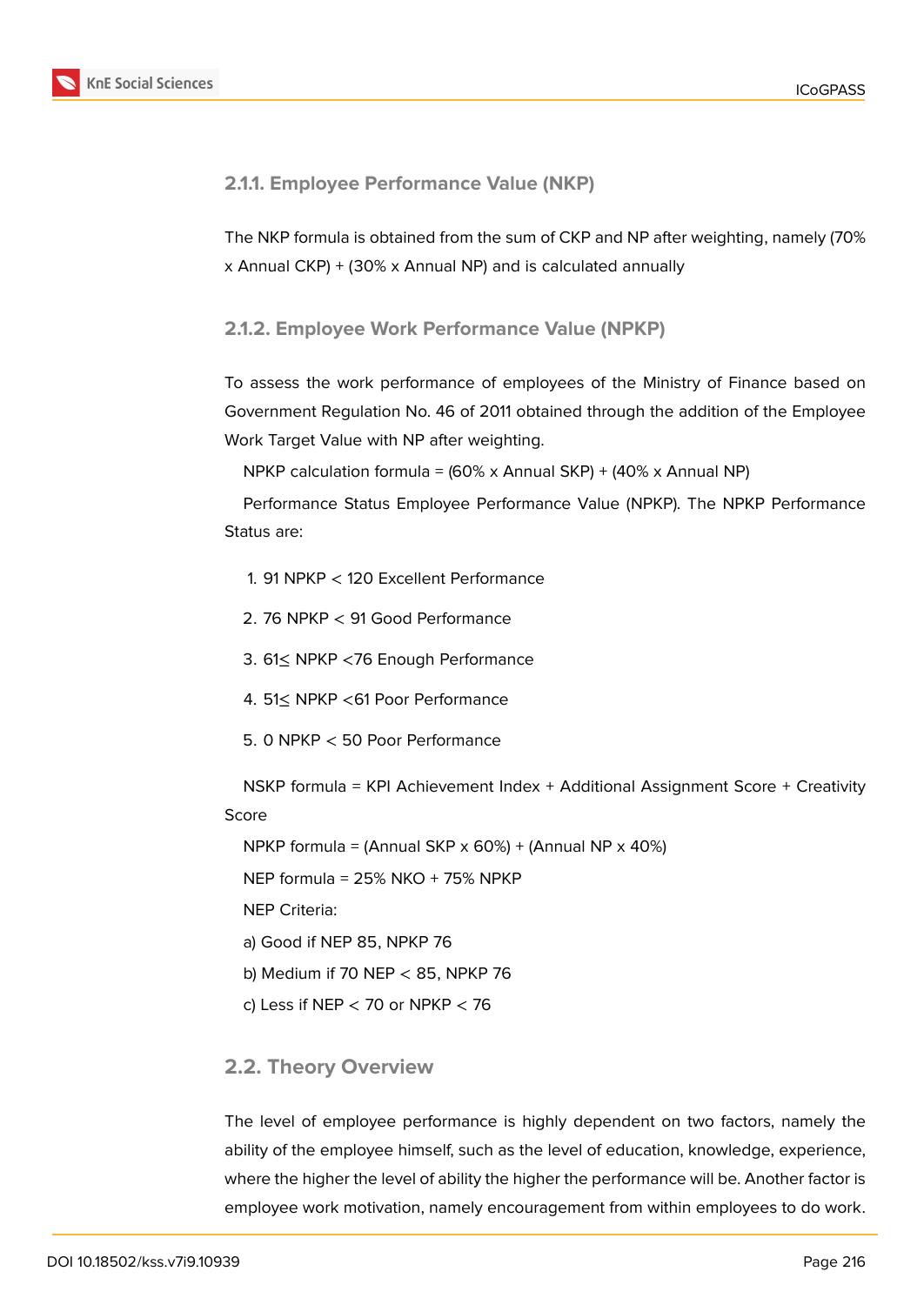### 2.1.1. Employee Performance Value (NKP)

The NKP formula is obtained from the sum of CKP and NP after weighting, namely (70% x Annual CKP) + (30% x Annual NP) and is calculated annually

### 2.1.2. Employee Work Performance Value (NPKP)

To assess the work performance of employees of the Ministry of Finance based on Government Regulation No. 46 of 2011 obtained through the addition of the Employee Work Target Value with NP after weighting.

NPKP calculation formula = (60% x Annual SKP) + (40% x Annual NP)

Performance Status Employee Performance Value (NPKP). The NPKP Performance Status are:

1. 91 NPKP < 120 Excellent Performance
2. 76 NPKP < 91 Good Performance
3. 61≤ NPKP <76 Enough Performance
4. 51≤ NPKP <61 Poor Performance
5. 0 NPKP < 50 Poor Performance

NSKP formula = KPI Achievement Index + Additional Assignment Score + Creativity Score

NPKP formula = (Annual SKP x 60%) + (Annual NP x 40%)

NEP formula = 25% NKO + 75% NPKP

NEP Criteria:

a) Good if NEP 85, NPKP 76

b) Medium if 70 NEP < 85, NPKP 76

c) Less if NEP < 70 or NPKP < 76

## 2.2. Theory Overview

The level of employee performance is highly dependent on two factors, namely the ability of the employee himself, such as the level of education, knowledge, experience, where the higher the level of ability the higher the performance will be. Another factor is employee work motivation, namely encouragement from within employees to do work.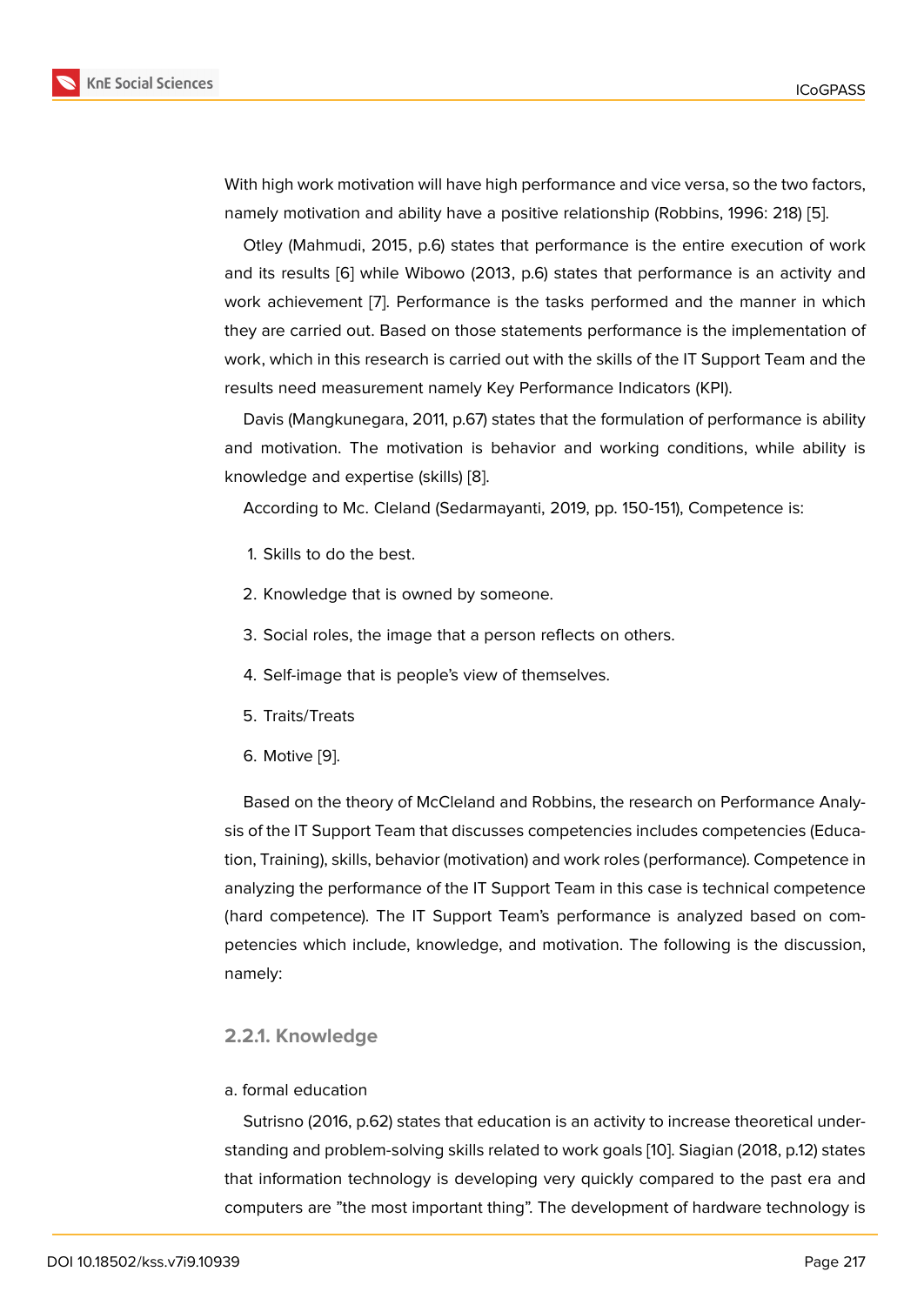With high work motivation will have high performance and vice versa, so the two factors, namely motivation and ability have a positive relationship (Robbins, 1996: 218) [5].

Otley (Mahmudi, 2015, p.6) states that performance is the entire execution of work and its results [6] while Wibowo (2013, p.6) states that performance is an activity and work achievement [7]. Performance is the tasks performed and the manner in which they are carried out. Based on those statements performance is the implementation of work, which in this research is carried out with the skills of the IT Support Team and the results need measurement namely Key Performance Indicators (KPI).

Davis (Mangkunegara, 2011, p.67) states that the formulation of performance is ability and motivation. The motivation is behavior and working conditions, while ability is knowledge and expertise (skills) [8].

According to Mc. Cleland (Sedarmayanti, 2019, pp. 150-151), Competence is:

1. Skills to do the best.
2. Knowledge that is owned by someone.
3. Social roles, the image that a person reflects on others.
4. Self-image that is people's view of themselves.
5. Traits/Treats
6. Motive [9].

Based on the theory of McCleland and Robbins, the research on Performance Analysis of the IT Support Team that discusses competencies includes competencies (Education, Training), skills, behavior (motivation) and work roles (performance). Competence in analyzing the performance of the IT Support Team in this case is technical competence (hard competence). The IT Support Team's performance is analyzed based on competencies which include, knowledge, and motivation. The following is the discussion, namely:

#### 2.2.1. Knowledge

a. formal education

Sutrisno (2016, p.62) states that education is an activity to increase theoretical understanding and problem-solving skills related to work goals [10]. Siagian (2018, p.12) states that information technology is developing very quickly compared to the past era and computers are "the most important thing". The development of hardware technology is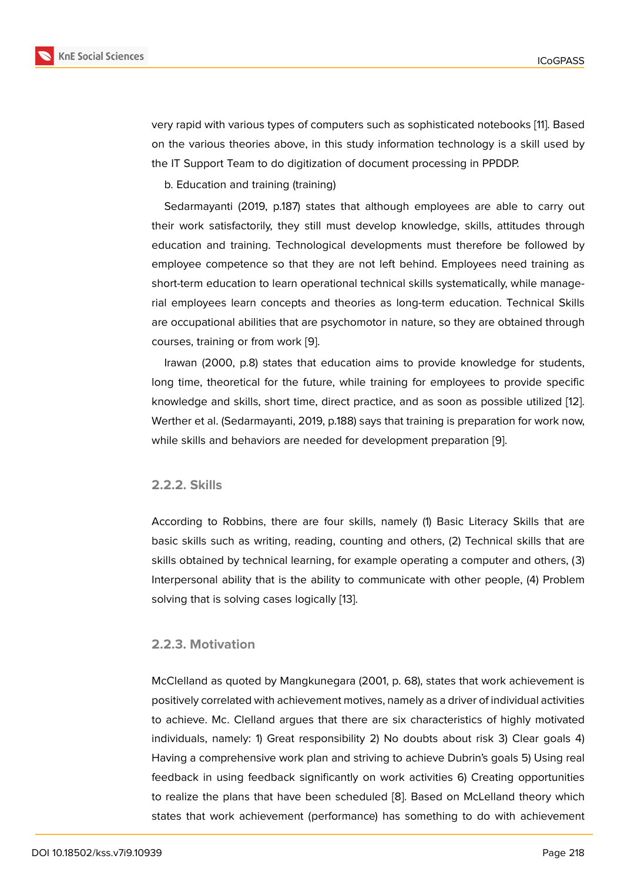very rapid with various types of computers such as sophisticated notebooks [11]. Based on the various theories above, in this study information technology is a skill used by the IT Support Team to do digitization of document processing in PPDDP.

b. Education and training (training)

Sedarmayanti (2019, p.187) states that although employees are able to carry out their work satisfactorily, they still must develop knowledge, skills, attitudes through education and training. Technological developments must therefore be followed by employee competence so that they are not left behind. Employees need training as short-term education to learn operational technical skills systematically, while managerial employees learn concepts and theories as long-term education. Technical Skills are occupational abilities that are psychomotor in nature, so they are obtained through courses, training or from work [9].

Irawan (2000, p.8) states that education aims to provide knowledge for students, long time, theoretical for the future, while training for employees to provide specific knowledge and skills, short time, direct practice, and as soon as possible utilized [12]. Werther et al. (Sedarmayanti, 2019, p.188) says that training is preparation for work now, while skills and behaviors are needed for development preparation [9].

### 2.2.2. Skills

According to Robbins, there are four skills, namely (1) Basic Literacy Skills that are basic skills such as writing, reading, counting and others, (2) Technical skills that are skills obtained by technical learning, for example operating a computer and others, (3) Interpersonal ability that is the ability to communicate with other people, (4) Problem solving that is solving cases logically [13].

### 2.2.3. Motivation

McClelland as quoted by Mangkunegara (2001, p. 68), states that work achievement is positively correlated with achievement motives, namely as a driver of individual activities to achieve. Mc. Clelland argues that there are six characteristics of highly motivated individuals, namely: 1) Great responsibility 2) No doubts about risk 3) Clear goals 4) Having a comprehensive work plan and striving to achieve Dubrin's goals 5) Using real feedback in using feedback significantly on work activities 6) Creating opportunities to realize the plans that have been scheduled [8]. Based on McLelland theory which states that work achievement (performance) has something to do with achievement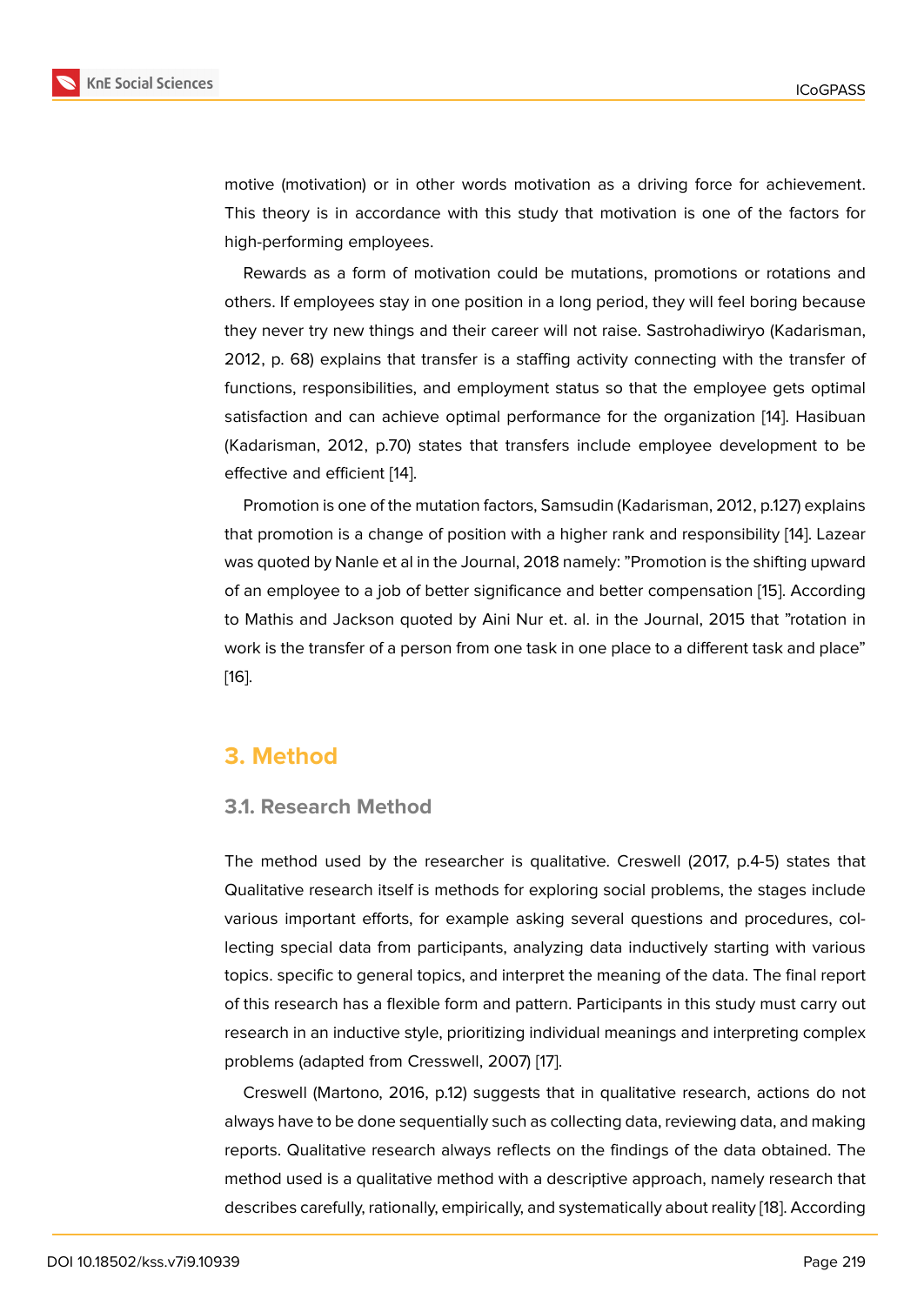motive (motivation) or in other words motivation as a driving force for achievement. This theory is in accordance with this study that motivation is one of the factors for high-performing employees.

Rewards as a form of motivation could be mutations, promotions or rotations and others. If employees stay in one position in a long period, they will feel boring because they never try new things and their career will not raise. Sastrohadiwiryo (Kadarisman, 2012, p. 68) explains that transfer is a staffing activity connecting with the transfer of functions, responsibilities, and employment status so that the employee gets optimal satisfaction and can achieve optimal performance for the organization [14]. Hasibuan (Kadarisman, 2012, p.70) states that transfers include employee development to be effective and efficient [14].

Promotion is one of the mutation factors, Samsudin (Kadarisman, 2012, p.127) explains that promotion is a change of position with a higher rank and responsibility [14]. Lazear was quoted by Nanle et al in the Journal, 2018 namely: "Promotion is the shifting upward of an employee to a job of better significance and better compensation [15]. According to Mathis and Jackson quoted by Aini Nur et. al. in the Journal, 2015 that "rotation in work is the transfer of a person from one task in one place to a different task and place" [16].

## 3. Method

### 3.1. Research Method

The method used by the researcher is qualitative. Creswell (2017, p.4-5) states that Qualitative research itself is methods for exploring social problems, the stages include various important efforts, for example asking several questions and procedures, collecting special data from participants, analyzing data inductively starting with various topics. specific to general topics, and interpret the meaning of the data. The final report of this research has a flexible form and pattern. Participants in this study must carry out research in an inductive style, prioritizing individual meanings and interpreting complex problems (adapted from Cresswell, 2007) [17].

Creswell (Martono, 2016, p.12) suggests that in qualitative research, actions do not always have to be done sequentially such as collecting data, reviewing data, and making reports. Qualitative research always reflects on the findings of the data obtained. The method used is a qualitative method with a descriptive approach, namely research that describes carefully, rationally, empirically, and systematically about reality [18]. According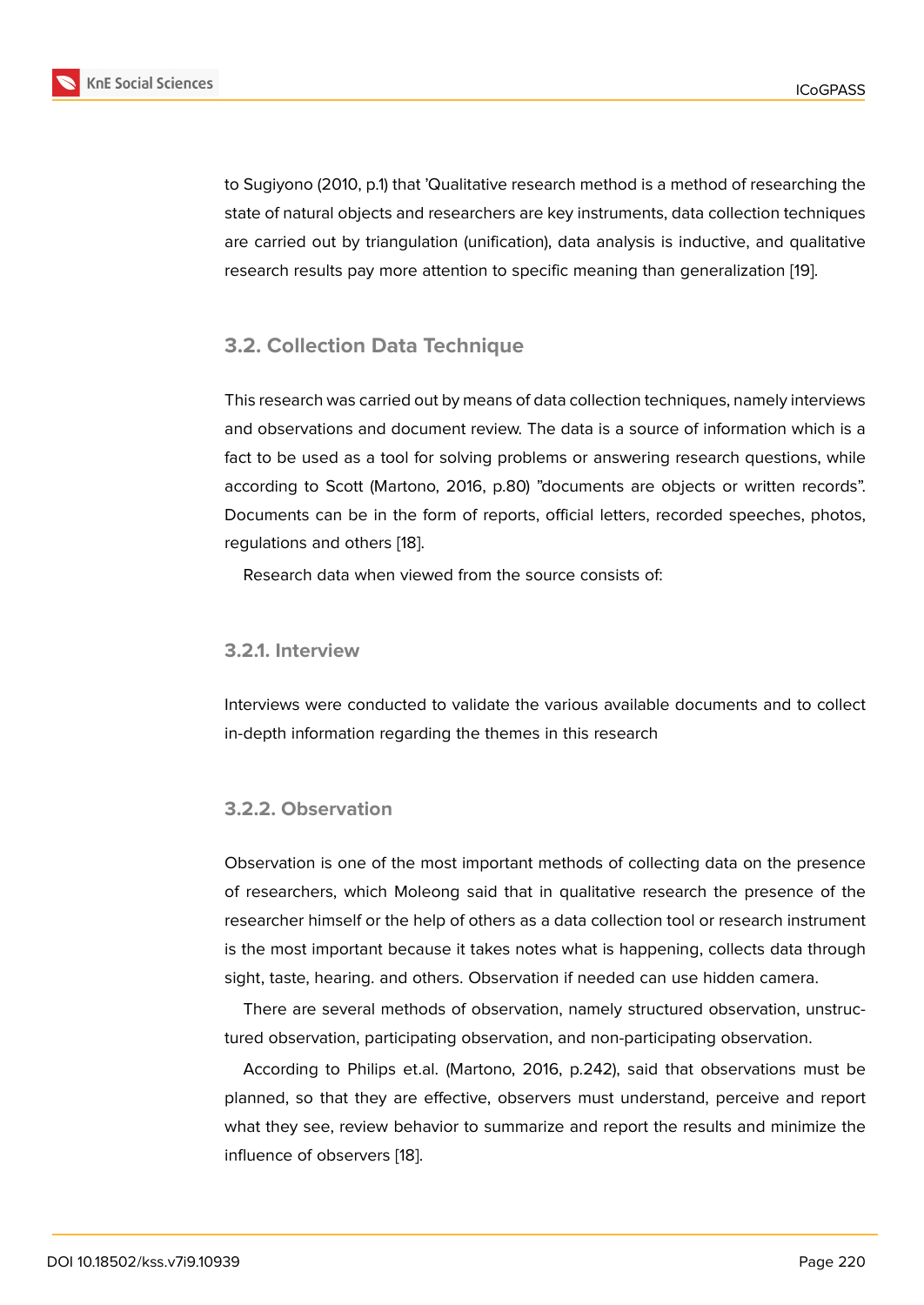to Sugiyono (2010, p.1) that 'Qualitative research method is a method of researching the state of natural objects and researchers are key instruments, data collection techniques are carried out by triangulation (unification), data analysis is inductive, and qualitative research results pay more attention to specific meaning than generalization [19].

## 3.2. Collection Data Technique

This research was carried out by means of data collection techniques, namely interviews and observations and document review. The data is a source of information which is a fact to be used as a tool for solving problems or answering research questions, while according to Scott (Martono, 2016, p.80) "documents are objects or written records". Documents can be in the form of reports, official letters, recorded speeches, photos, regulations and others [18].

Research data when viewed from the source consists of:

### 3.2.1. Interview

Interviews were conducted to validate the various available documents and to collect in-depth information regarding the themes in this research

### 3.2.2. Observation

Observation is one of the most important methods of collecting data on the presence of researchers, which Moleong said that in qualitative research the presence of the researcher himself or the help of others as a data collection tool or research instrument is the most important because it takes notes what is happening, collects data through sight, taste, hearing. and others. Observation if needed can use hidden camera.

There are several methods of observation, namely structured observation, unstructured observation, participating observation, and non-participating observation.

According to Philips et.al. (Martono, 2016, p.242), said that observations must be planned, so that they are effective, observers must understand, perceive and report what they see, review behavior to summarize and report the results and minimize the influence of observers [18].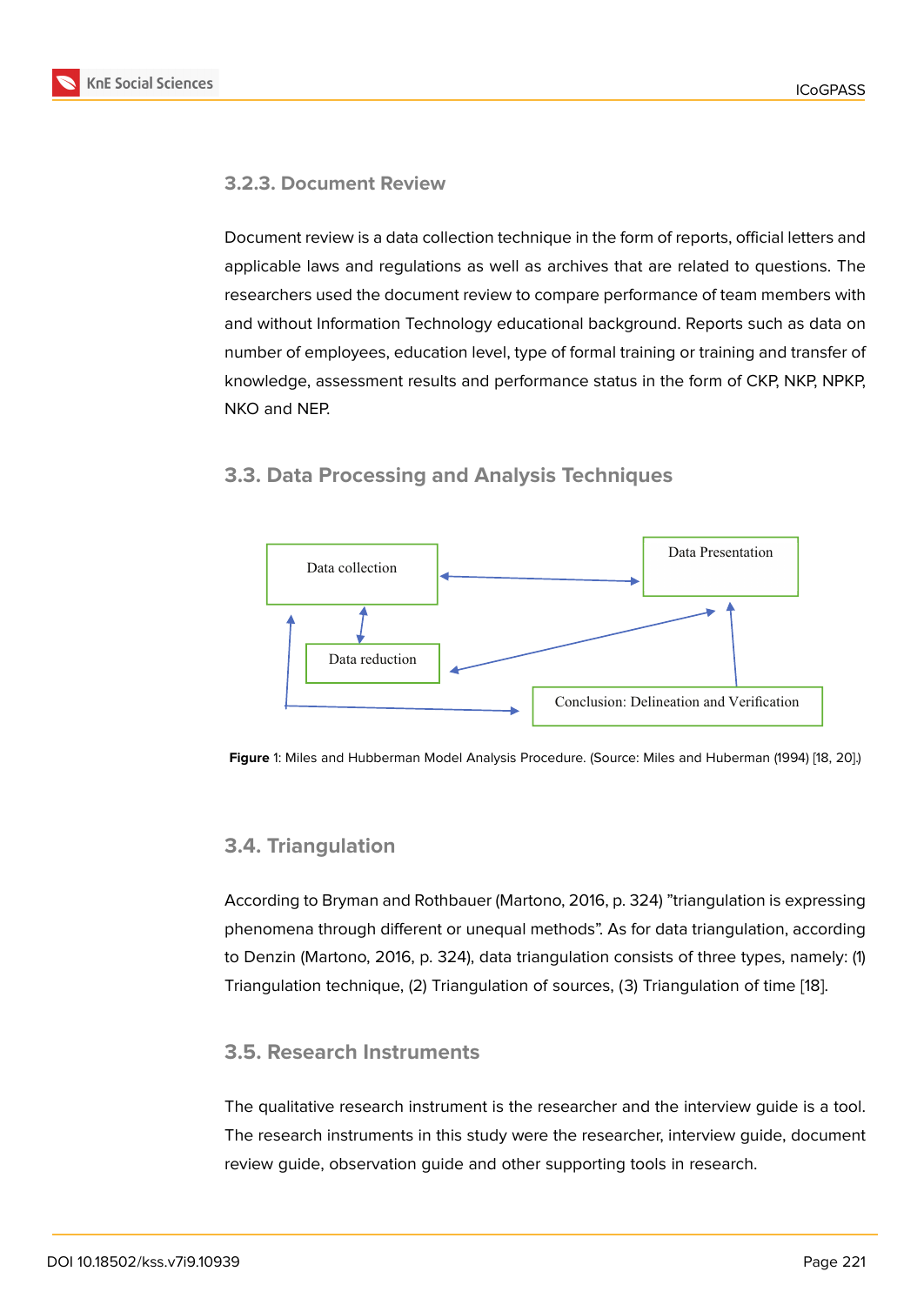### 3.2.3. Document Review

Document review is a data collection technique in the form of reports, official letters and applicable laws and regulations as well as archives that are related to questions. The researchers used the document review to compare performance of team members with and without Information Technology educational background. Reports such as data on number of employees, education level, type of formal training or training and transfer of knowledge, assessment results and performance status in the form of CKP, NKP, NPKP, NKO and NEP.

## 3.3. Data Processing and Analysis Techniques

Data collection

Data Presentation

Data reduction

Conclusion: Delineation and Verification

**Figure** 1: Miles and Hubberman Model Analysis Procedure. (Source: Miles and Huberman (1994) [18, 20].)

## 3.4. Triangulation

According to Bryman and Rothbauer (Martono, 2016, p. 324) "triangulation is expressing phenomena through different or unequal methods". As for data triangulation, according to Denzin (Martono, 2016, p. 324), data triangulation consists of three types, namely: (1) Triangulation technique, (2) Triangulation of sources, (3) Triangulation of time [18].

## 3.5. Research Instruments

The qualitative research instrument is the researcher and the interview guide is a tool. The research instruments in this study were the researcher, interview guide, document review guide, observation guide and other supporting tools in research.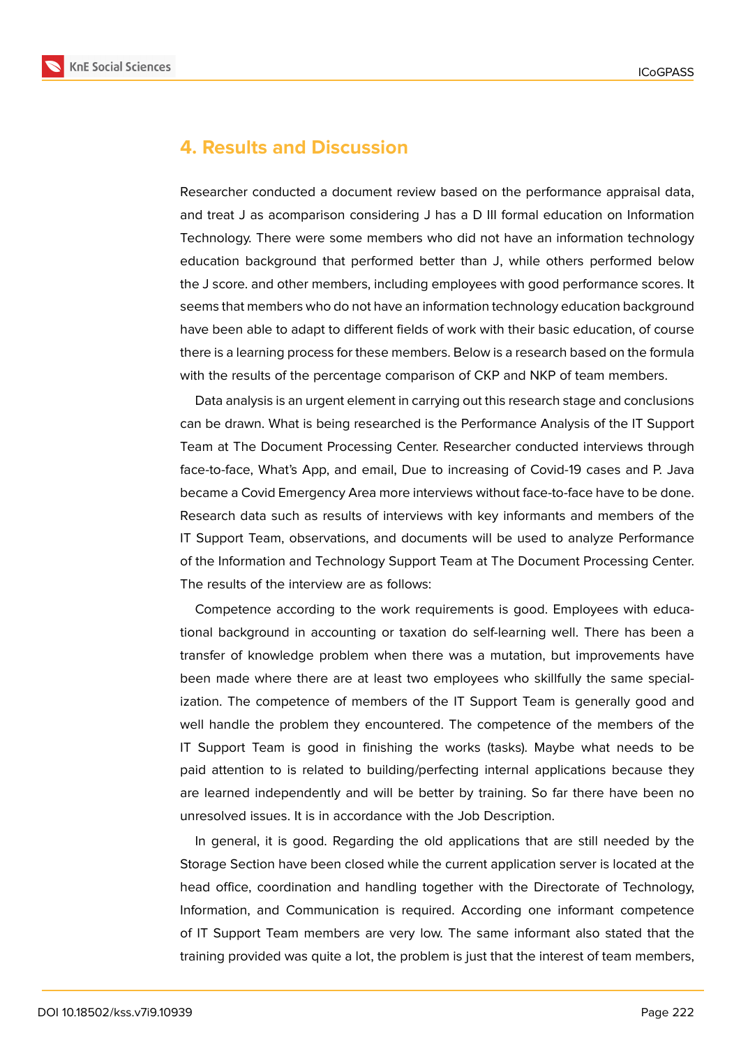## 4. Results and Discussion

Researcher conducted a document review based on the performance appraisal data, and treat J as acomparison considering J has a D III formal education on Information Technology. There were some members who did not have an information technology education background that performed better than J, while others performed below the J score. and other members, including employees with good performance scores. It seems that members who do not have an information technology education background have been able to adapt to different fields of work with their basic education, of course there is a learning process for these members. Below is a research based on the formula with the results of the percentage comparison of CKP and NKP of team members.

Data analysis is an urgent element in carrying out this research stage and conclusions can be drawn. What is being researched is the Performance Analysis of the IT Support Team at The Document Processing Center. Researcher conducted interviews through face-to-face, What's App, and email, Due to increasing of Covid-19 cases and P. Java became a Covid Emergency Area more interviews without face-to-face have to be done. Research data such as results of interviews with key informants and members of the IT Support Team, observations, and documents will be used to analyze Performance of the Information and Technology Support Team at The Document Processing Center. The results of the interview are as follows:

Competence according to the work requirements is good. Employees with educational background in accounting or taxation do self-learning well. There has been a transfer of knowledge problem when there was a mutation, but improvements have been made where there are at least two employees who skillfully the same specialization. The competence of members of the IT Support Team is generally good and well handle the problem they encountered. The competence of the members of the IT Support Team is good in finishing the works (tasks). Maybe what needs to be paid attention to is related to building/perfecting internal applications because they are learned independently and will be better by training. So far there have been no unresolved issues. It is in accordance with the Job Description.

In general, it is good. Regarding the old applications that are still needed by the Storage Section have been closed while the current application server is located at the head office, coordination and handling together with the Directorate of Technology, Information, and Communication is required. According one informant competence of IT Support Team members are very low. The same informant also stated that the training provided was quite a lot, the problem is just that the interest of team members,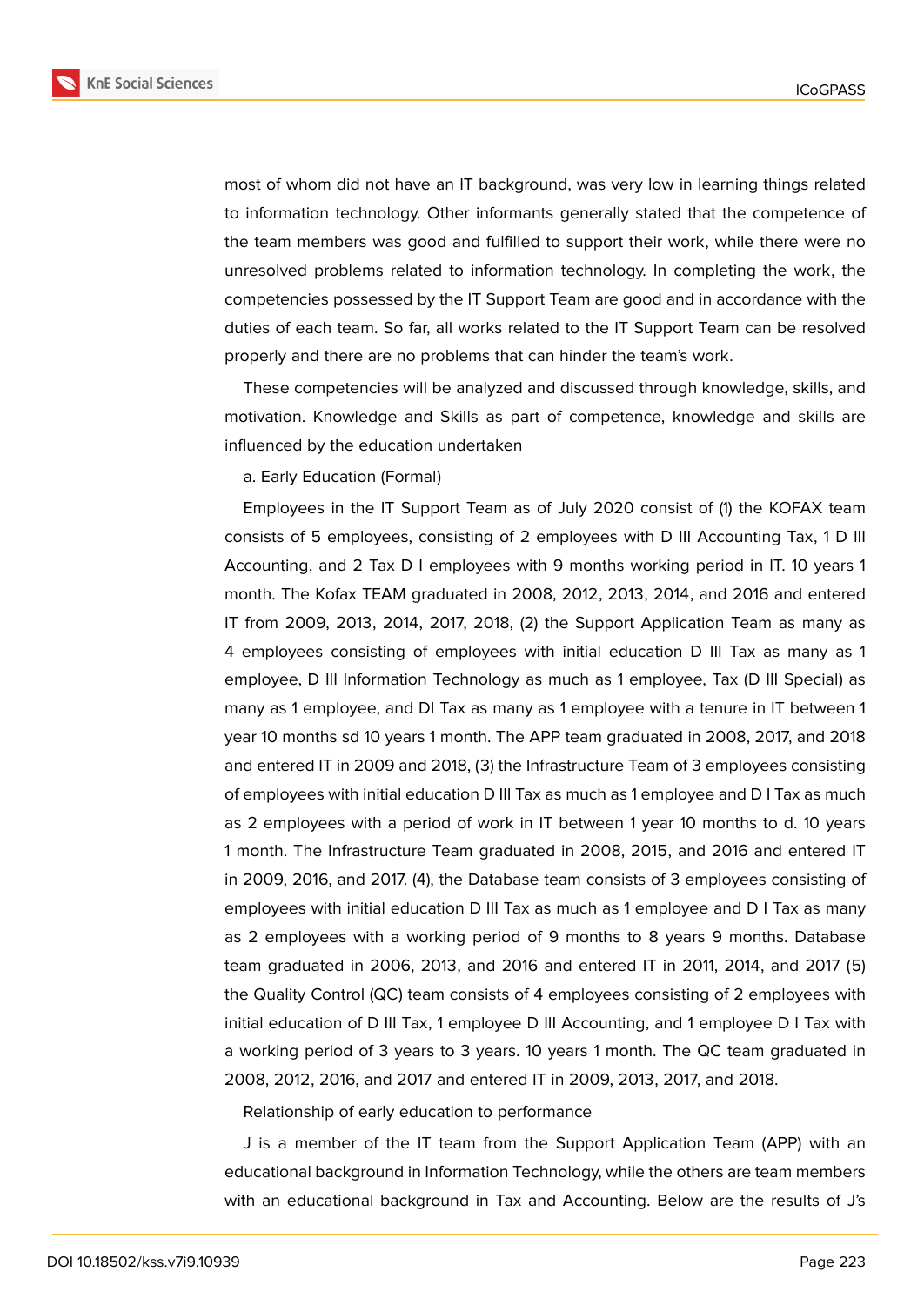most of whom did not have an IT background, was very low in learning things related to information technology. Other informants generally stated that the competence of the team members was good and fulfilled to support their work, while there were no unresolved problems related to information technology. In completing the work, the competencies possessed by the IT Support Team are good and in accordance with the duties of each team. So far, all works related to the IT Support Team can be resolved properly and there are no problems that can hinder the team's work.

These competencies will be analyzed and discussed through knowledge, skills, and motivation. Knowledge and Skills as part of competence, knowledge and skills are influenced by the education undertaken

a. Early Education (Formal)

Employees in the IT Support Team as of July 2020 consist of (1) the KOFAX team consists of 5 employees, consisting of 2 employees with D III Accounting Tax, 1 D III Accounting, and 2 Tax D I employees with 9 months working period in IT. 10 years 1 month. The Kofax TEAM graduated in 2008, 2012, 2013, 2014, and 2016 and entered IT from 2009, 2013, 2014, 2017, 2018, (2) the Support Application Team as many as 4 employees consisting of employees with initial education D III Tax as many as 1 employee, D III Information Technology as much as 1 employee, Tax (D III Special) as many as 1 employee, and DI Tax as many as 1 employee with a tenure in IT between 1 year 10 months sd 10 years 1 month. The APP team graduated in 2008, 2017, and 2018 and entered IT in 2009 and 2018, (3) the Infrastructure Team of 3 employees consisting of employees with initial education D III Tax as much as 1 employee and D I Tax as much as 2 employees with a period of work in IT between 1 year 10 months to d. 10 years 1 month. The Infrastructure Team graduated in 2008, 2015, and 2016 and entered IT in 2009, 2016, and 2017. (4), the Database team consists of 3 employees consisting of employees with initial education D III Tax as much as 1 employee and D I Tax as many as 2 employees with a working period of 9 months to 8 years 9 months. Database team graduated in 2006, 2013, and 2016 and entered IT in 2011, 2014, and 2017 (5) the Quality Control (QC) team consists of 4 employees consisting of 2 employees with initial education of D III Tax, 1 employee D III Accounting, and 1 employee D I Tax with a working period of 3 years to 3 years. 10 years 1 month. The QC team graduated in 2008, 2012, 2016, and 2017 and entered IT in 2009, 2013, 2017, and 2018.

Relationship of early education to performance

J is a member of the IT team from the Support Application Team (APP) with an educational background in Information Technology, while the others are team members with an educational background in Tax and Accounting. Below are the results of J's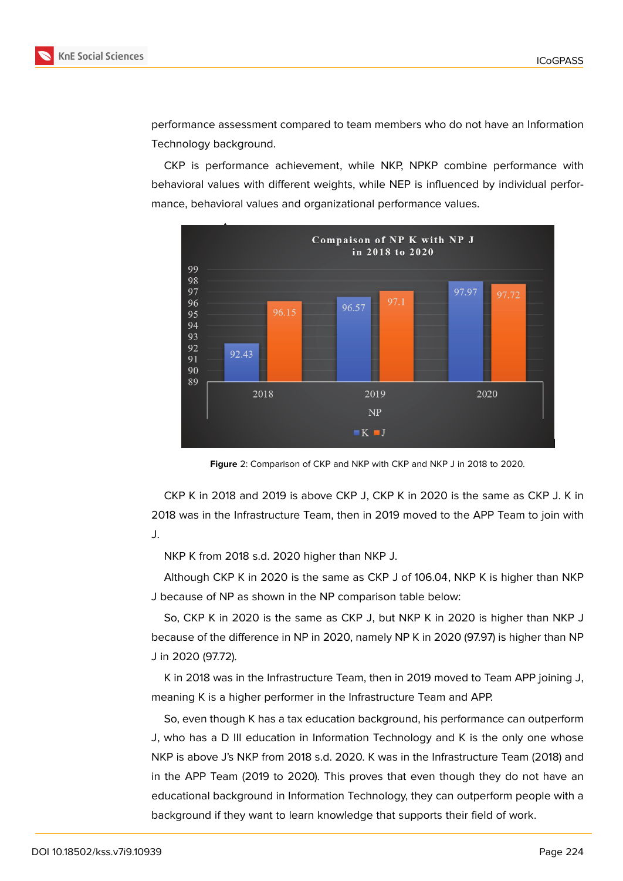performance assessment compared to team members who do not have an Information Technology background.

CKP is performance achievement, while NKP, NPKP combine performance with behavioral values with different weights, while NEP is influenced by individual performance, behavioral values and organizational performance values.

**Figure** 2: Comparison of CKP and NKP with CKP and NKP J in 2018 to 2020.

CKP K in 2018 and 2019 is above CKP J, CKP K in 2020 is the same as CKP J. K in 2018 was in the Infrastructure Team, then in 2019 moved to the APP Team to join with J.

NKP K from 2018 s.d. 2020 higher than NKP J.

Although CKP K in 2020 is the same as CKP J of 106.04, NKP K is higher than NKP J because of NP as shown in the NP comparison table below:

So, CKP K in 2020 is the same as CKP J, but NKP K in 2020 is higher than NKP J because of the difference in NP in 2020, namely NP K in 2020 (97.97) is higher than NP J in 2020 (97.72).

K in 2018 was in the Infrastructure Team, then in 2019 moved to Team APP joining J, meaning K is a higher performer in the Infrastructure Team and APP.

So, even though K has a tax education background, his performance can outperform J, who has a D III education in Information Technology and K is the only one whose NKP is above J's NKP from 2018 s.d. 2020. K was in the Infrastructure Team (2018) and in the APP Team (2019 to 2020). This proves that even though they do not have an educational background in Information Technology, they can outperform people with a background if they want to learn knowledge that supports their field of work.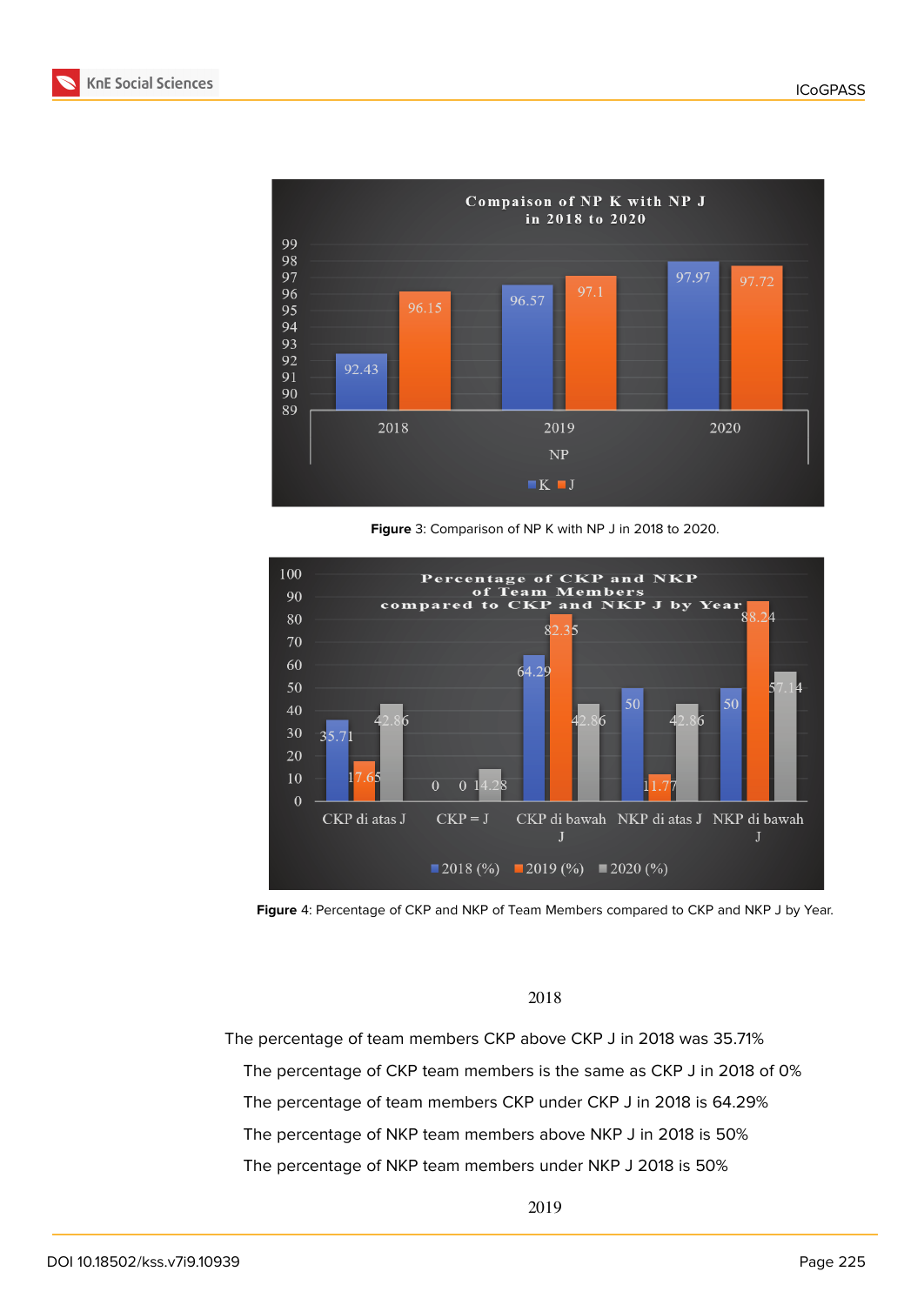Figure 3: Comparison of NP K with NP J in 2018 to 2020.

Figure 4: Percentage of CKP and NKP of Team Members compared to CKP and NKP J by Year.

2018

The percentage of team members CKP above CKP J in 2018 was 35.71%

The percentage of CKP team members is the same as CKP J in 2018 of 0%

The percentage of team members CKP under CKP J in 2018 is 64.29%

The percentage of NKP team members above NKP J in 2018 is 50%

The percentage of NKP team members under NKP J 2018 is 50%

2019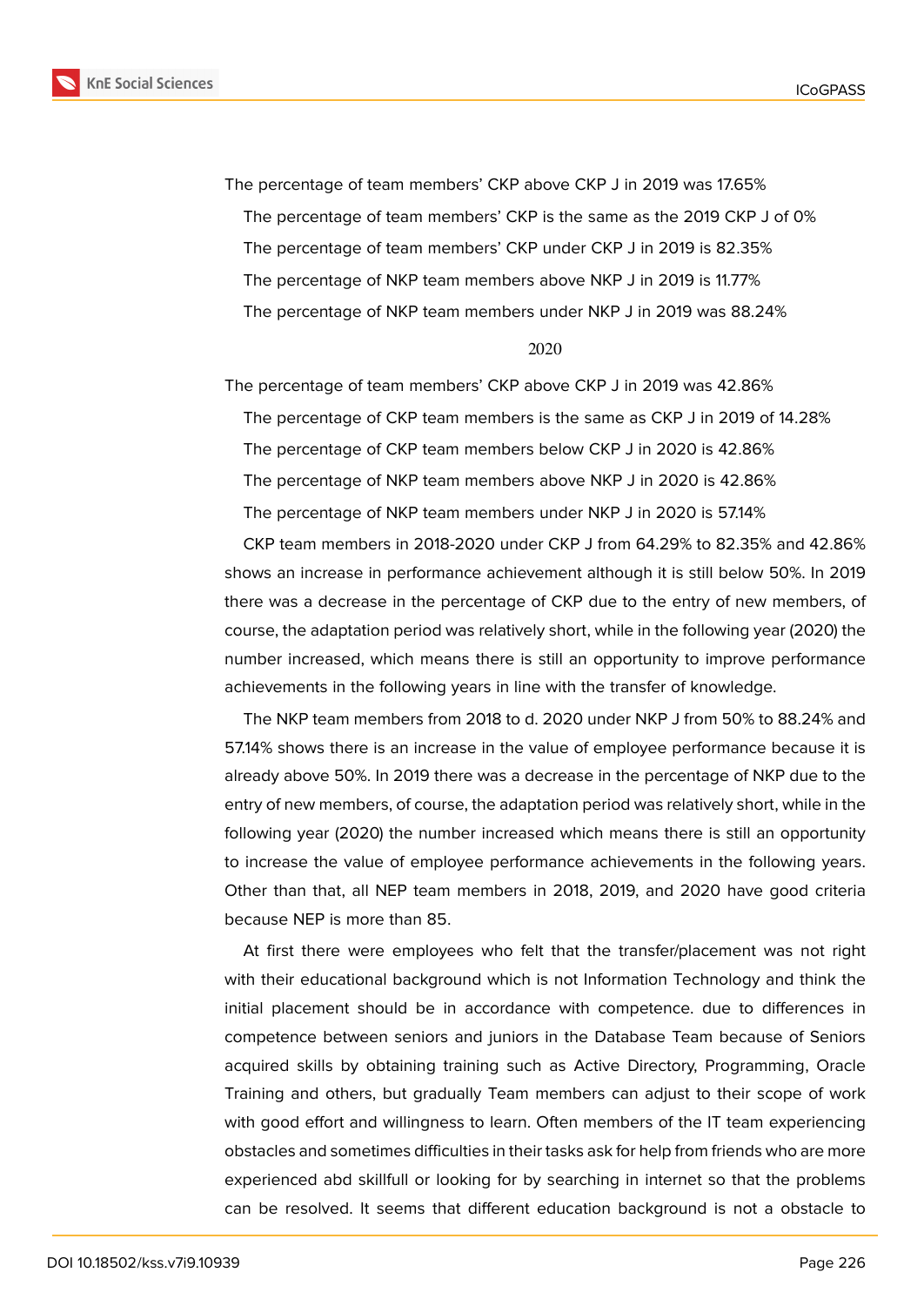The percentage of team members' CKP above CKP J in 2019 was 17.65%

The percentage of team members' CKP is the same as the 2019 CKP J of 0%

The percentage of team members' CKP under CKP J in 2019 is 82.35%

The percentage of NKP team members above NKP J in 2019 is 11.77%

The percentage of NKP team members under NKP J in 2019 was 88.24%

2020

The percentage of team members' CKP above CKP J in 2019 was 42.86%

The percentage of CKP team members is the same as CKP J in 2019 of 14.28%

The percentage of CKP team members below CKP J in 2020 is 42.86%

The percentage of NKP team members above NKP J in 2020 is 42.86%

The percentage of NKP team members under NKP J in 2020 is 57.14%

CKP team members in 2018-2020 under CKP J from 64.29% to 82.35% and 42.86% shows an increase in performance achievement although it is still below 50%. In 2019 there was a decrease in the percentage of CKP due to the entry of new members, of course, the adaptation period was relatively short, while in the following year (2020) the number increased, which means there is still an opportunity to improve performance achievements in the following years in line with the transfer of knowledge.

The NKP team members from 2018 to d. 2020 under NKP J from 50% to 88.24% and 57.14% shows there is an increase in the value of employee performance because it is already above 50%. In 2019 there was a decrease in the percentage of NKP due to the entry of new members, of course, the adaptation period was relatively short, while in the following year (2020) the number increased which means there is still an opportunity to increase the value of employee performance achievements in the following years. Other than that, all NEP team members in 2018, 2019, and 2020 have good criteria because NEP is more than 85.

At first there were employees who felt that the transfer/placement was not right with their educational background which is not Information Technology and think the initial placement should be in accordance with competence. due to differences in competence between seniors and juniors in the Database Team because of Seniors acquired skills by obtaining training such as Active Directory, Programming, Oracle Training and others, but gradually Team members can adjust to their scope of work with good effort and willingness to learn. Often members of the IT team experiencing obstacles and sometimes difficulties in their tasks ask for help from friends who are more experienced abd skillfull or looking for by searching in internet so that the problems can be resolved. It seems that different education background is not a obstacle to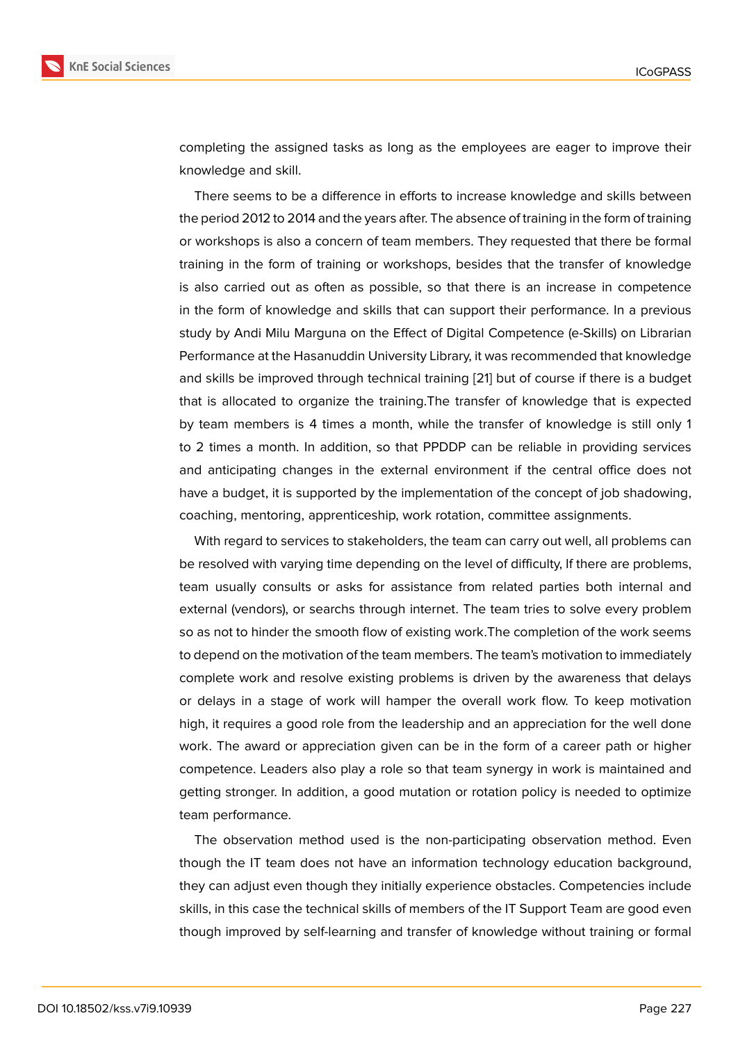completing the assigned tasks as long as the employees are eager to improve their knowledge and skill.

There seems to be a difference in efforts to increase knowledge and skills between the period 2012 to 2014 and the years after. The absence of training in the form of training or workshops is also a concern of team members. They requested that there be formal training in the form of training or workshops, besides that the transfer of knowledge is also carried out as often as possible, so that there is an increase in competence in the form of knowledge and skills that can support their performance. In a previous study by Andi Milu Marguna on the Effect of Digital Competence (e-Skills) on Librarian Performance at the Hasanuddin University Library, it was recommended that knowledge and skills be improved through technical training [21] but of course if there is a budget that is allocated to organize the training.The transfer of knowledge that is expected by team members is 4 times a month, while the transfer of knowledge is still only 1 to 2 times a month. In addition, so that PPDDP can be reliable in providing services and anticipating changes in the external environment if the central office does not have a budget, it is supported by the implementation of the concept of job shadowing, coaching, mentoring, apprenticeship, work rotation, committee assignments.

With regard to services to stakeholders, the team can carry out well, all problems can be resolved with varying time depending on the level of difficulty, If there are problems, team usually consults or asks for assistance from related parties both internal and external (vendors), or searchs through internet. The team tries to solve every problem so as not to hinder the smooth flow of existing work.The completion of the work seems to depend on the motivation of the team members. The team's motivation to immediately complete work and resolve existing problems is driven by the awareness that delays or delays in a stage of work will hamper the overall work flow. To keep motivation high, it requires a good role from the leadership and an appreciation for the well done work. The award or appreciation given can be in the form of a career path or higher competence. Leaders also play a role so that team synergy in work is maintained and getting stronger. In addition, a good mutation or rotation policy is needed to optimize team performance.

The observation method used is the non-participating observation method. Even though the IT team does not have an information technology education background, they can adjust even though they initially experience obstacles. Competencies include skills, in this case the technical skills of members of the IT Support Team are good even though improved by self-learning and transfer of knowledge without training or formal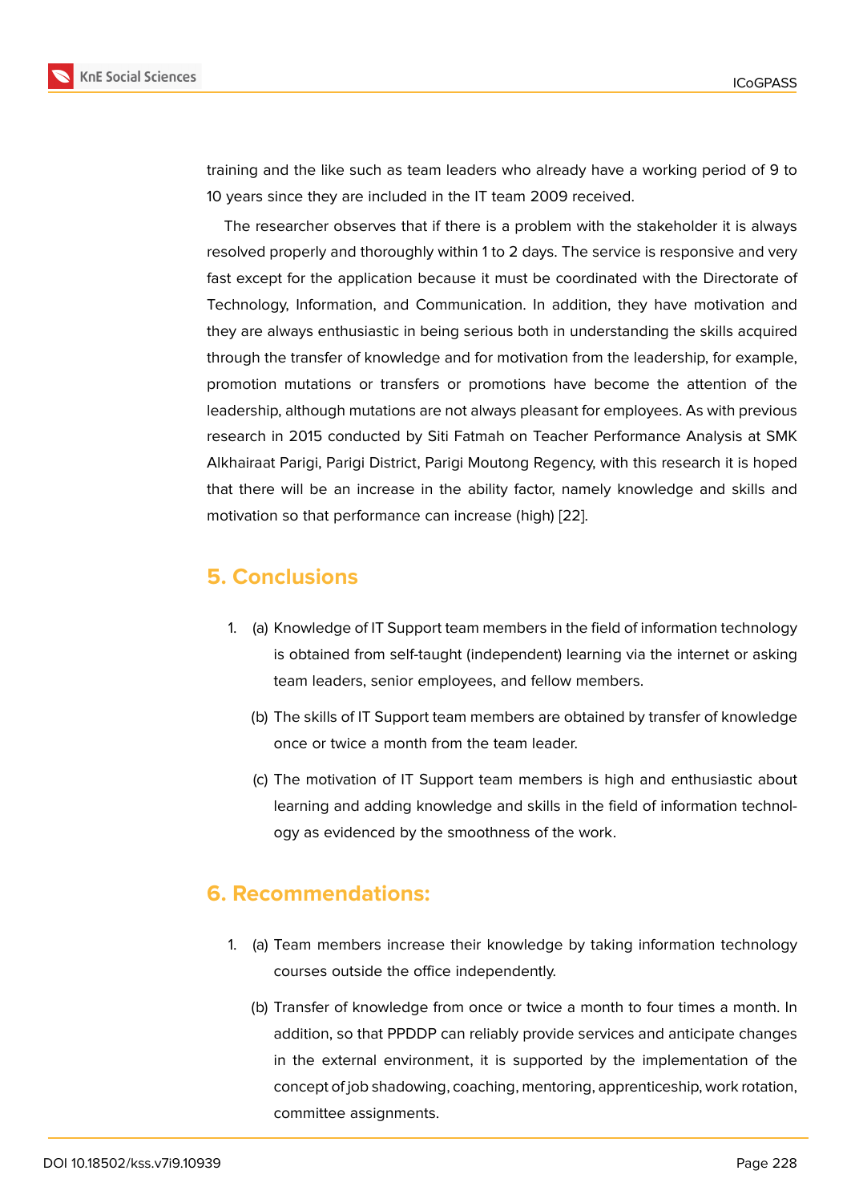training and the like such as team leaders who already have a working period of 9 to 10 years since they are included in the IT team 2009 received.

The researcher observes that if there is a problem with the stakeholder it is always resolved properly and thoroughly within 1 to 2 days. The service is responsive and very fast except for the application because it must be coordinated with the Directorate of Technology, Information, and Communication. In addition, they have motivation and they are always enthusiastic in being serious both in understanding the skills acquired through the transfer of knowledge and for motivation from the leadership, for example, promotion mutations or transfers or promotions have become the attention of the leadership, although mutations are not always pleasant for employees. As with previous research in 2015 conducted by Siti Fatmah on Teacher Performance Analysis at SMK Alkhairaat Parigi, Parigi District, Parigi Moutong Regency, with this research it is hoped that there will be an increase in the ability factor, namely knowledge and skills and motivation so that performance can increase (high) [22].

## 5. Conclusions

1. (a) Knowledge of IT Support team members in the field of information technology is obtained from self-taught (independent) learning via the internet or asking team leaders, senior employees, and fellow members.

   (b) The skills of IT Support team members are obtained by transfer of knowledge once or twice a month from the team leader.

   (c) The motivation of IT Support team members is high and enthusiastic about learning and adding knowledge and skills in the field of information technology as evidenced by the smoothness of the work.

## 6. Recommendations:

1. (a) Team members increase their knowledge by taking information technology courses outside the office independently.

   (b) Transfer of knowledge from once or twice a month to four times a month. In addition, so that PPDDP can reliably provide services and anticipate changes in the external environment, it is supported by the implementation of the concept of job shadowing, coaching, mentoring, apprenticeship, work rotation, committee assignments.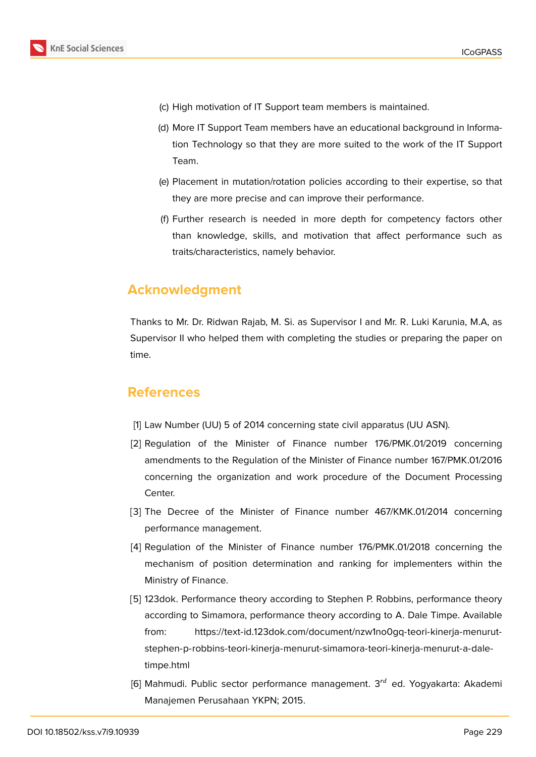(c) High motivation of IT Support team members is maintained.

(d) More IT Support Team members have an educational background in Information Technology so that they are more suited to the work of the IT Support Team.

(e) Placement in mutation/rotation policies according to their expertise, so that they are more precise and can improve their performance.

(f) Further research is needed in more depth for competency factors other than knowledge, skills, and motivation that affect performance such as traits/characteristics, namely behavior.

## Acknowledgment

Thanks to Mr. Dr. Ridwan Rajab, M. Si. as Supervisor I and Mr. R. Luki Karunia, M.A, as Supervisor II who helped them with completing the studies or preparing the paper on time.

## References

[1] Law Number (UU) 5 of 2014 concerning state civil apparatus (UU ASN).

[2] Regulation of the Minister of Finance number 176/PMK.01/2019 concerning amendments to the Regulation of the Minister of Finance number 167/PMK.01/2016 concerning the organization and work procedure of the Document Processing Center.

[3] The Decree of the Minister of Finance number 467/KMK.01/2014 concerning performance management.

[4] Regulation of the Minister of Finance number 176/PMK.01/2018 concerning the mechanism of position determination and ranking for implementers within the Ministry of Finance.

[5] 123dok. Performance theory according to Stephen P. Robbins, performance theory according to Simamora, performance theory according to A. Dale Timpe. Available from: https://text-id.123dok.com/document/nzw1no0gq-teori-kinerja-menurut-stephen-p-robbins-teori-kinerja-menurut-simamora-teori-kinerja-menurut-a-dale-timpe.html

[6] Mahmudi. Public sector performance management. $3^{rd}$ ed. Yogyakarta: Akademi Manajemen Perusahaan YKPN; 2015.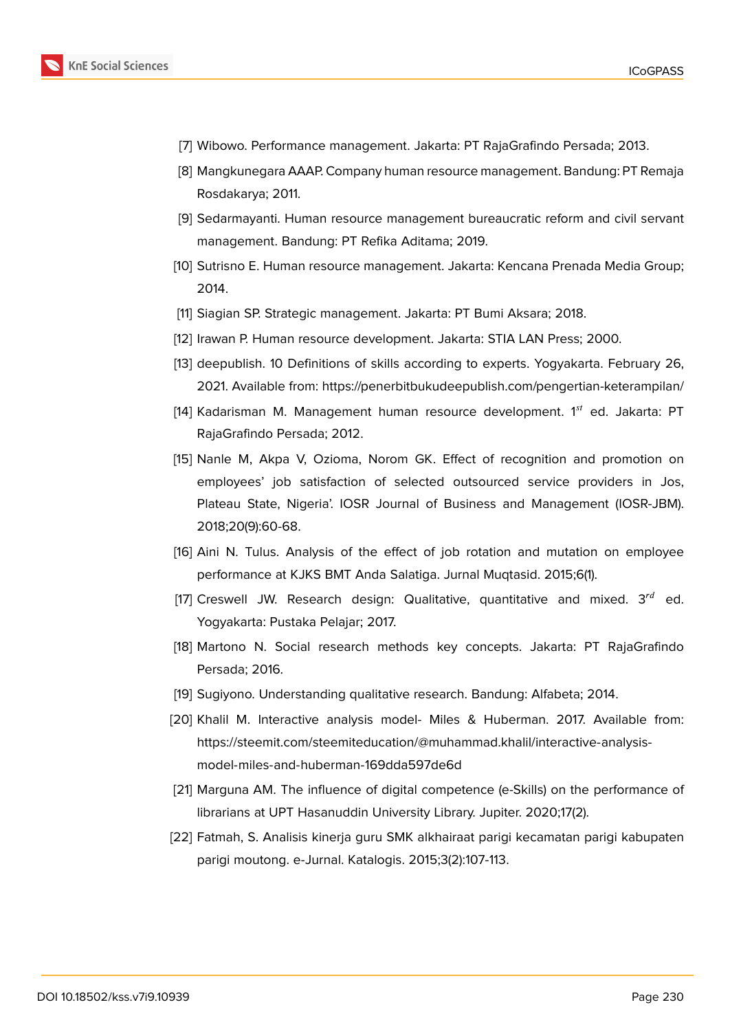[7] Wibowo. Performance management. Jakarta: PT RajaGrafindo Persada; 2013.

[8] Mangkunegara AAAP. Company human resource management. Bandung: PT Remaja Rosdakarya; 2011.

[9] Sedarmayanti. Human resource management bureaucratic reform and civil servant management. Bandung: PT Refika Aditama; 2019.

[10] Sutrisno E. Human resource management. Jakarta: Kencana Prenada Media Group; 2014.

[11] Siagian SP. Strategic management. Jakarta: PT Bumi Aksara; 2018.

[12] Irawan P. Human resource development. Jakarta: STIA LAN Press; 2000.

[13] deepublish. 10 Definitions of skills according to experts. Yogyakarta. February 26, 2021. Available from: https://penerbitbukudeepublish.com/pengertian-keterampilan/

[14] Kadarisman M. Management human resource development. 1st ed. Jakarta: PT RajaGrafindo Persada; 2012.

[15] Nanle M, Akpa V, Ozioma, Norom GK. Effect of recognition and promotion on employees' job satisfaction of selected outsourced service providers in Jos, Plateau State, Nigeria'. IOSR Journal of Business and Management (IOSR-JBM). 2018;20(9):60-68.

[16] Aini N. Tulus. Analysis of the effect of job rotation and mutation on employee performance at KJKS BMT Anda Salatiga. Jurnal Muqtasid. 2015;6(1).

[17] Creswell JW. Research design: Qualitative, quantitative and mixed. 3rd ed. Yogyakarta: Pustaka Pelajar; 2017.

[18] Martono N. Social research methods key concepts. Jakarta: PT RajaGrafindo Persada; 2016.

[19] Sugiyono. Understanding qualitative research. Bandung: Alfabeta; 2014.

[20] Khalil M. Interactive analysis model- Miles & Huberman. 2017. Available from: https://steemit.com/steemiteducation/@muhammad.khalil/interactive-analysis-model-miles-and-huberman-169dda597de6d

[21] Marguna AM. The influence of digital competence (e-Skills) on the performance of librarians at UPT Hasanuddin University Library. Jupiter. 2020;17(2).

[22] Fatmah, S. Analisis kinerja guru SMK alkhairaat parigi kecamatan parigi kabupaten parigi moutong. e-Jurnal. Katalogis. 2015;3(2):107-113.